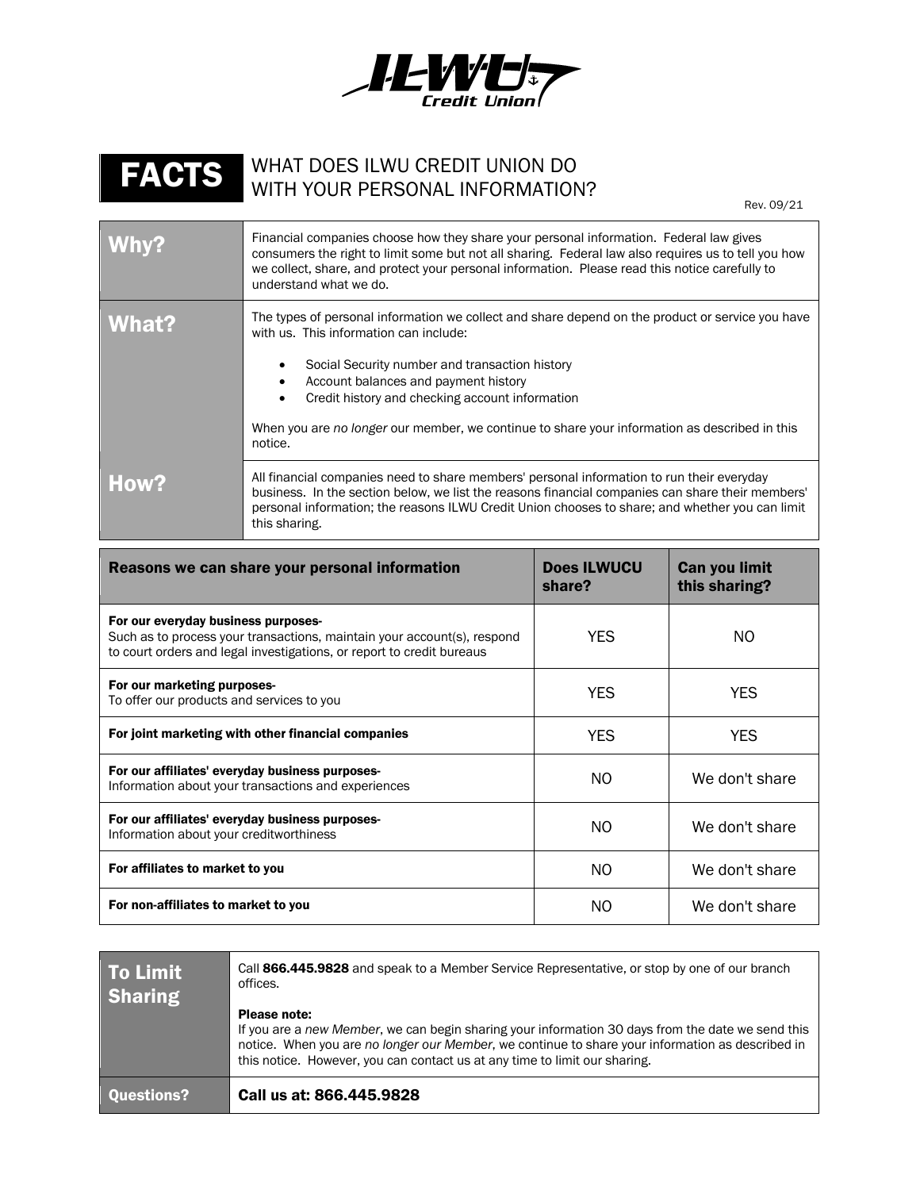ILWU Credit Union

# FACTS — WHAT DOES ILWU CREDIT UNION DO WITH YOUR PERSONAL INFORMATION?

Rev. 09/21

| | |
|---|---|
| **Why?** | Financial companies choose how they share your personal information. Federal law gives consumers the right to limit some but not all sharing. Federal law also requires us to tell you how we collect, share, and protect your personal information. Please read this notice carefully to understand what we do. |
| **What?** | The types of personal information we collect and share depend on the product or service you have with us. This information can include:<br>• Social Security number and transaction history<br>• Account balances and payment history<br>• Credit history and checking account information<br><br>When you are *no longer* our member, we continue to share your information as described in this notice. |
| **How?** | All financial companies need to share members' personal information to run their everyday business. In the section below, we list the reasons financial companies can share their members' personal information; the reasons ILWU Credit Union chooses to share; and whether you can limit this sharing. |

| Reasons we can share your personal information | Does ILWUCU share? | Can you limit this sharing? |
|---|---|---|
| **For our everyday business purposes-** Such as to process your transactions, maintain your account(s), respond to court orders and legal investigations, or report to credit bureaus | YES | NO |
| **For our marketing purposes-** To offer our products and services to you | YES | YES |
| **For joint marketing with other financial companies** | YES | YES |
| **For our affiliates' everyday business purposes-** Information about your transactions and experiences | NO | We don't share |
| **For our affiliates' everyday business purposes-** Information about your creditworthiness | NO | We don't share |
| **For affiliates to market to you** | NO | We don't share |
| **For non-affiliates to market to you** | NO | We don't share |

| | |
|---|---|
| **To Limit Sharing** | Call **866.445.9828** and speak to a Member Service Representative, or stop by one of our branch offices.<br><br>**Please note:**<br>If you are a *new Member*, we can begin sharing your information 30 days from the date we send this notice. When you are *no longer our Member*, we continue to share your information as described in this notice. However, you can contact us at any time to limit our sharing. |
| **Questions?** | **Call us at: 866.445.9828** |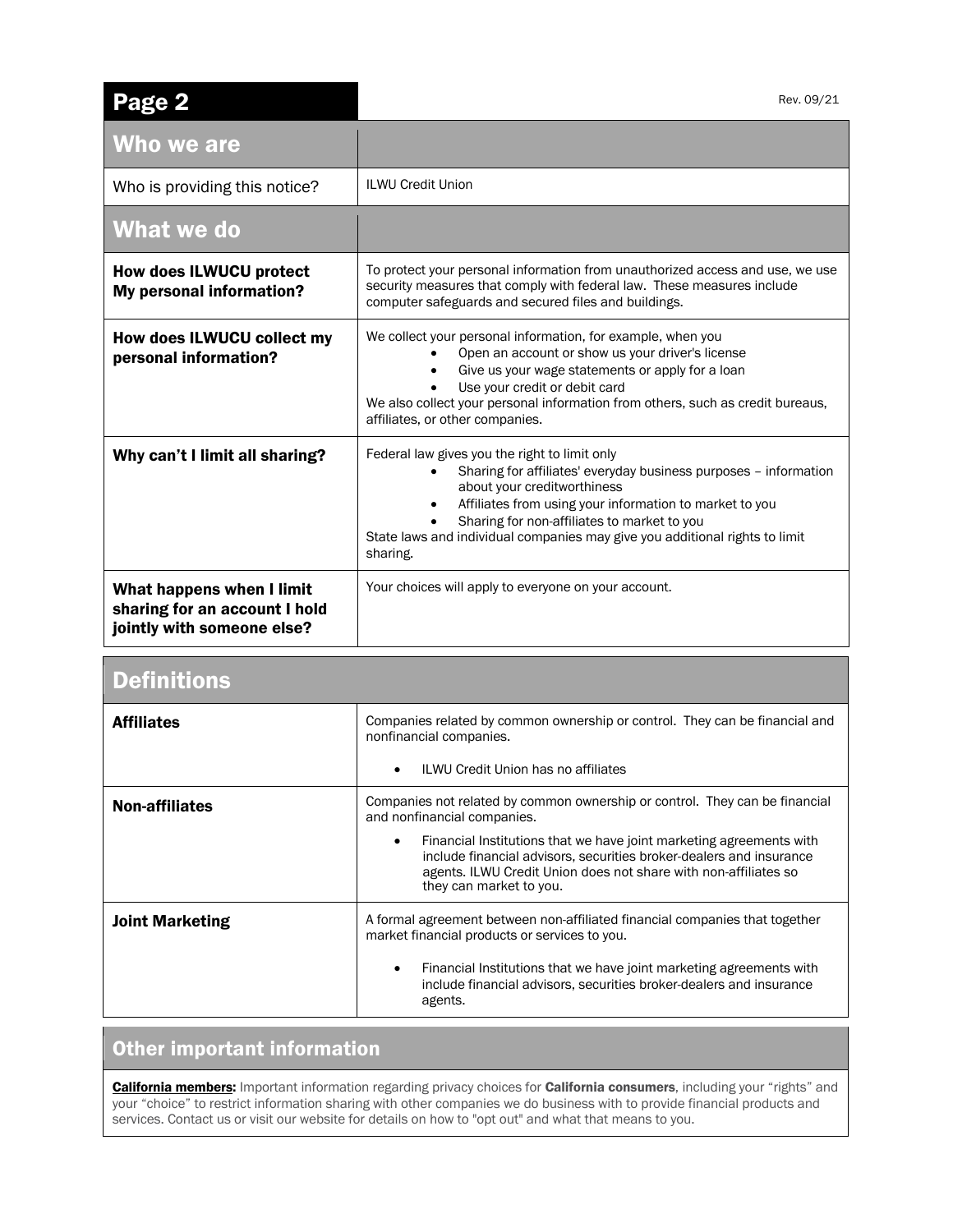## Page 2

Rev. 09/21

| Who we are | |
|---|---|
| Who is providing this notice? | ILWU Credit Union |

| What we do | |
|---|---|
| **How does ILWUCU protect My personal information?** | To protect your personal information from unauthorized access and use, we use security measures that comply with federal law. These measures include computer safeguards and secured files and buildings. |
| **How does ILWUCU collect my personal information?** | We collect your personal information, for example, when you<br>• Open an account or show us your driver's license<br>• Give us your wage statements or apply for a loan<br>• Use your credit or debit card<br>We also collect your personal information from others, such as credit bureaus, affiliates, or other companies. |
| **Why can't I limit all sharing?** | Federal law gives you the right to limit only<br>• Sharing for affiliates' everyday business purposes – information about your creditworthiness<br>• Affiliates from using your information to market to you<br>• Sharing for non-affiliates to market to you<br>State laws and individual companies may give you additional rights to limit sharing. |
| **What happens when I limit sharing for an account I hold jointly with someone else?** | Your choices will apply to everyone on your account. |

| Definitions | |
|---|---|
| **Affiliates** | Companies related by common ownership or control. They can be financial and nonfinancial companies.<br>• ILWU Credit Union has no affiliates |
| **Non-affiliates** | Companies not related by common ownership or control. They can be financial and nonfinancial companies.<br>• Financial Institutions that we have joint marketing agreements with include financial advisors, securities broker-dealers and insurance agents. ILWU Credit Union does not share with non-affiliates so they can market to you. |
| **Joint Marketing** | A formal agreement between non-affiliated financial companies that together market financial products or services to you.<br>• Financial Institutions that we have joint marketing agreements with include financial advisors, securities broker-dealers and insurance agents. |

## Other important information

**California members:** Important information regarding privacy choices for **California consumers**, including your "rights" and your "choice" to restrict information sharing with other companies we do business with to provide financial products and services. Contact us or visit our website for details on how to "opt out" and what that means to you.